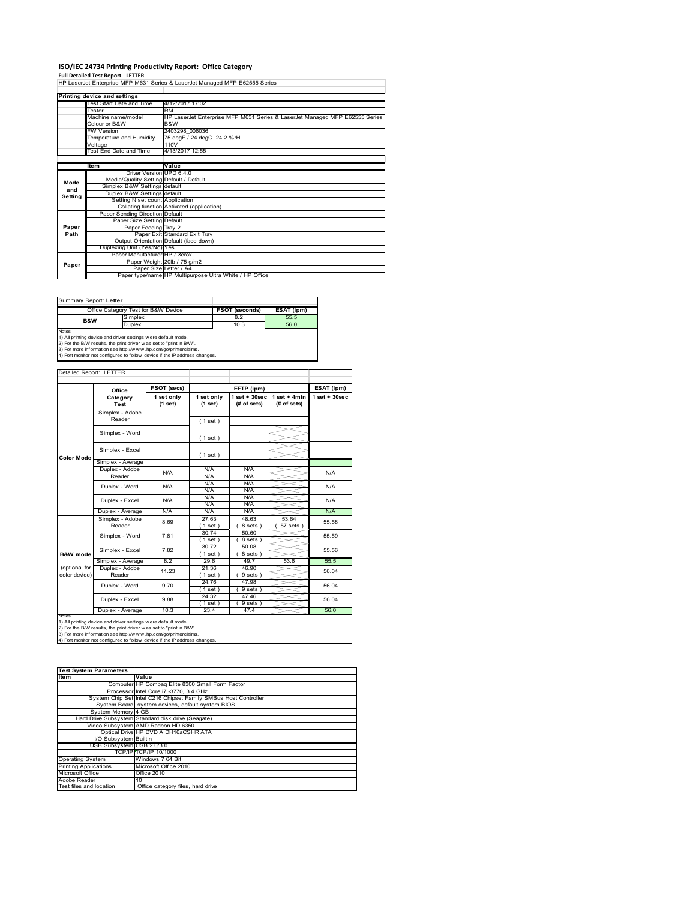# ISO/IEC 24734 Printing Productivity Report: Office Category

**Full Detailed Test Report - LETTER**

HP LaserJet Enterprise MFP M631 Series & LaserJet Managed MFP E62555 Series

| Printing device and settings | |
|---|---|
| Test Start Date and Time | 4/12/2017 17:02 |
| Tester | RM |
| Machine name/model | HP LaserJet Enterprise MFP M631 Series & LaserJet Managed MFP E62555 Series |
| Colour or B&W | B&W |
| FW Version | 2403298_006036 |
| Temperature and Humidity | 75 degF / 24 degC 24.2 %rH |
| Voltage | 110V |
| Test End Date and Time | 4/13/2017 12:55 |

| | Item | Value |
|---|---|---|
| Mode and Setting | Driver Version | UPD 6.4.0 |
| | Media/Quality Setting | Default / Default |
| | Simplex B&W Settings | default |
| | Duplex B&W Settings | default |
| | Setting N set count | Application |
| | Collating function | Activated (application) |
| Paper Path | Paper Sending Direction | Default |
| | Paper Size Setting | Default |
| | Paper Feeding | Tray 2 |
| | Paper Exit | Standard Exit Tray |
| | Output Orientation | Default (face down) |
| | Duplexing Unit (Yes/No) | Yes |
| Paper | Paper Manufacturer | HP / Xerox |
| | Paper Weight | 20lb / 75 g/m2 |
| | Paper Size | Letter / A4 |
| | Paper type/name | HP Multipurpose Ultra White / HP Office |

Summary Report: **Letter**

| Office Category Test for B&W Device | | FSOT (seconds) | ESAT (ipm) |
|---|---|---|---|
| B&W | Simplex | 8.2 | 55.5 |
| | Duplex | 10.3 | 56.0 |

Notes
1) All printing device and driver settings were default mode.
2) For the B/W results, the print driver was set to "print in B/W".
3) For more information see http://www.hp.com/go/printerclaims.
4) Port monitor not configured to follow device if the IP address changes.

Detailed Report: LETTER

| | Office Category Test | FSOT (secs) 1 set only (1 set) | EFTP (ipm) 1 set only (1 set) | EFTP (ipm) 1 set + 30sec (# of sets) | EFTP (ipm) 1 set + 4min (# of sets) | ESAT (ipm) 1 set + 30sec |
|---|---|---|---|---|---|---|
| Color Mode | Simplex - Adobe Reader | | ( 1 set ) | | | |
| | Simplex - Word | | ( 1 set ) | | | |
| | Simplex - Excel | | ( 1 set ) | | | |
| | Simplex - Average | | | | | |
| | Duplex - Adobe Reader | N/A | N/A<br>N/A | N/A<br>N/A | | N/A |
| | Duplex - Word | N/A | N/A<br>N/A | N/A<br>N/A | | N/A |
| | Duplex - Excel | N/A | N/A<br>N/A | N/A<br>N/A | | N/A |
| | Duplex - Average | N/A | N/A | N/A | | N/A |
| B&W mode (optional for color device) | Simplex - Adobe Reader | 8.69 | 27.63<br>( 1 set ) | 48.63<br>( 8 sets ) | 53.64<br>( 57 sets ) | 55.58 |
| | Simplex - Word | 7.81 | 30.74<br>( 1 set ) | 50.60<br>( 8 sets ) | | 55.59 |
| | Simplex - Excel | 7.82 | 30.72<br>( 1 set ) | 50.08<br>( 8 sets ) | | 55.56 |
| | Simplex - Average | 8.2 | 29.6 | 49.7 | 53.6 | 55.5 |
| | Duplex - Adobe Reader | 11.23 | 21.36<br>( 1 set ) | 46.90<br>( 9 sets ) | | 56.04 |
| | Duplex - Word | 9.70 | 24.76<br>( 1 set ) | 47.98<br>( 9 sets ) | | 56.04 |
| | Duplex - Excel | 9.88 | 24.32<br>( 1 set ) | 47.46<br>( 9 sets ) | | 56.04 |
| | Duplex - Average | 10.3 | 23.4 | 47.4 | | 56.0 |

Notes
1) All printing device and driver settings were default mode.
2) For the B/W results, the print driver was set to "print in B/W".
3) For more information see http://www.hp.com/go/printerclaims.
4) Port monitor not configured to follow device if the IP address changes.

| Test System Parameters | |
|---|---|
| **Item** | **Value** |
| Computer | HP Compaq Elite 8300 Small Form Factor |
| Processor | Intel Core i7 -3770, 3.4 GHz |
| System Chip Set | Intel C216 Chipset Family SMBus Host Controller |
| System Board | system devices, default system BIOS |
| System Memory | 4 GB |
| Hard Drive Subsystem | Standard disk drive (Seagate) |
| Video Subsystem | AMD Radeon HD 6350 |
| Optical Drive | HP DVD A DH16aCSHR ATA |
| I/O Subsystem | Builtin |
| USB Subsystem | USB 2.0/3.0 |
| TCP/IP | TCP/IP 10/1000 |
| Operating System | Windows 7 64 Bit |
| Printing Applications | Microsoft Office 2010 |
| Microsoft Office | Office 2010 |
| Adobe Reader | 10 |
| Test files and location | Office category files, hard drive |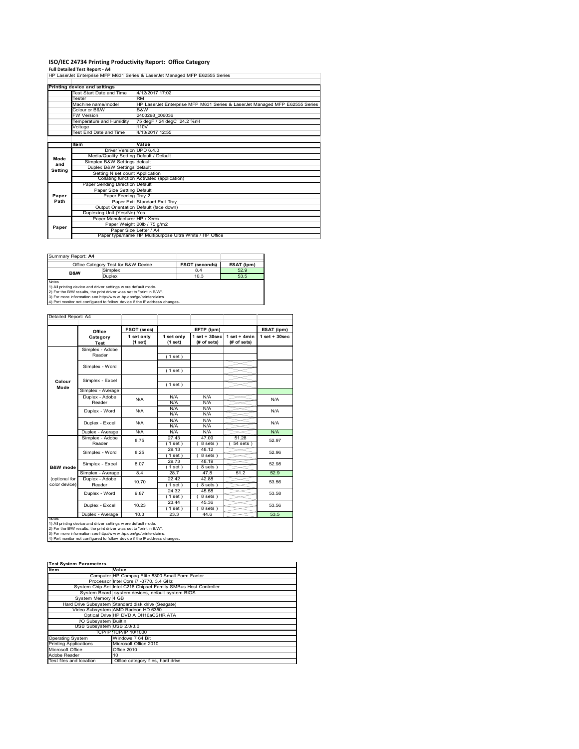# ISO/IEC 24734 Printing Productivity Report: Office Category

**Full Detailed Test Report - A4**

HP LaserJet Enterprise MFP M631 Series & LaserJet Managed MFP E62555 Series

| Printing device and settings | |
|---|---|
| Test Start Date and Time | 4/12/2017 17:02 |
| Tester | RM |
| Machine name/model | HP LaserJet Enterprise MFP M631 Series & LaserJet Managed MFP E62555 Series |
| Colour or B&W | B&W |
| FW Version | 2403298_006036 |
| Temperature and Humidity | 75 degF / 24 degC 24.2 %rH |
| Voltage | 110V |
| Test End Date and Time | 4/13/2017 12:55 |

| | Item | Value |
|---|---|---|
| Mode and Setting | Driver Version | UPD 6.4.0 |
| | Media/Quality Setting | Default / Default |
| | Simplex B&W Settings | default |
| | Duplex B&W Settings | default |
| | Setting N set count | Application |
| | Collating function | Activated (application) |
| Paper Path | Paper Sending Direction | Default |
| | Paper Size Setting | Default |
| | Paper Feeding | Tray 2 |
| | Paper Exit | Standard Exit Tray |
| | Output Orientation | Default (face down) |
| | Duplexing Unit (Yes/No) | Yes |
| Paper | Paper Manufacturer | HP / Xerox |
| | Paper Weight | 20lb / 75 g/m2 |
| | Paper Size | Letter / A4 |
| | Paper type/name | HP Multipurpose Ultra White / HP Office |

Summary Report: **A4**

| Office Category Test for B&W Device | | FSOT (seconds) | ESAT (ipm) |
|---|---|---|---|
| B&W | Simplex | 8.4 | 52.9 |
| | Duplex | 10.3 | 53.5 |

Notes
1) All printing device and driver settings were default mode.
2) For the B/W results, the print driver was set to "print in B/W".
3) For more information see http://www.hp.com/go/printerclaims.
4) Port monitor not configured to follow device if the IP address changes.

Detailed Report: A4

| | Office Category Test | FSOT (secs) 1 set only (1 set) | EFTP (ipm) 1 set only (1 set) | EFTP (ipm) 1 set + 30sec (# of sets) | EFTP (ipm) 1 set + 4min (# of sets) | ESAT (ipm) 1 set + 30sec |
|---|---|---|---|---|---|---|
| Colour Mode | Simplex - Adobe Reader | | (1 set) | | | |
| | Simplex - Word | | (1 set) | | | |
| | Simplex - Excel | | (1 set) | | | |
| | Simplex - Average | | | | | |
| | Duplex - Adobe Reader | N/A | N/A / N/A | N/A / N/A | | N/A |
| | Duplex - Word | N/A | N/A / N/A | N/A / N/A | | N/A |
| | Duplex - Excel | N/A | N/A / N/A | N/A / N/A | | N/A |
| | Duplex - Average | N/A | N/A | N/A | | N/A |
| B&W mode (optional for color device) | Simplex - Adobe Reader | 8.75 | 27.43 (1 set) | 47.09 (8 sets) | 51.28 (54 sets) | 52.97 |
| | Simplex - Word | 8.25 | 29.13 (1 set) | 48.12 (8 sets) | | 52.96 |
| | Simplex - Excel | 8.07 | 29.73 (1 set) | 48.19 (8 sets) | | 52.98 |
| | Simplex - Average | 8.4 | 28.7 | 47.8 | 51.2 | 52.9 |
| | Duplex - Adobe Reader | 10.70 | 22.42 (1 set) | 42.88 (8 sets) | | 53.56 |
| | Duplex - Word | 9.87 | 24.32 (1 set) | 45.58 (8 sets) | | 53.58 |
| | Duplex - Excel | 10.23 | 23.44 (1 set) | 45.36 (8 sets) | | 53.56 |
| | Duplex - Average | 10.3 | 23.3 | 44.6 | | 53.5 |

Notes
1) All printing device and driver settings were default mode.
2) For the B/W results, the print driver was set to "print in B/W".
3) For more information see http://www.hp.com/go/printerclaims.
4) Port monitor not configured to follow device if the IP address changes.

| Test System Parameters | |
|---|---|
| **Item** | **Value** |
| Computer | HP Compaq Elite 8300 Small Form Factor |
| Processor | Intel Core i7 -3770, 3.4 GHz |
| System Chip Set | Intel C216 Chipset Family SMBus Host Controller |
| System Board | system devices, default system BIOS |
| System Memory | 4 GB |
| Hard Drive Subsystem | Standard disk drive (Seagate) |
| Video Subsystem | AMD Radeon HD 6350 |
| Optical Drive | HP DVD A DH16aCSHR ATA |
| I/O Subsystem | Builtin |
| USB Subsystem | USB 2.0/3.0 |
| TCP/IP | TCP/IP 10/1000 |
| Operating System | Windows 7 64 Bit |
| Printing Applications | Microsoft Office 2010 |
| Microsoft Office | Office 2010 |
| Adobe Reader | 10 |
| Test files and location | Office category files, hard drive |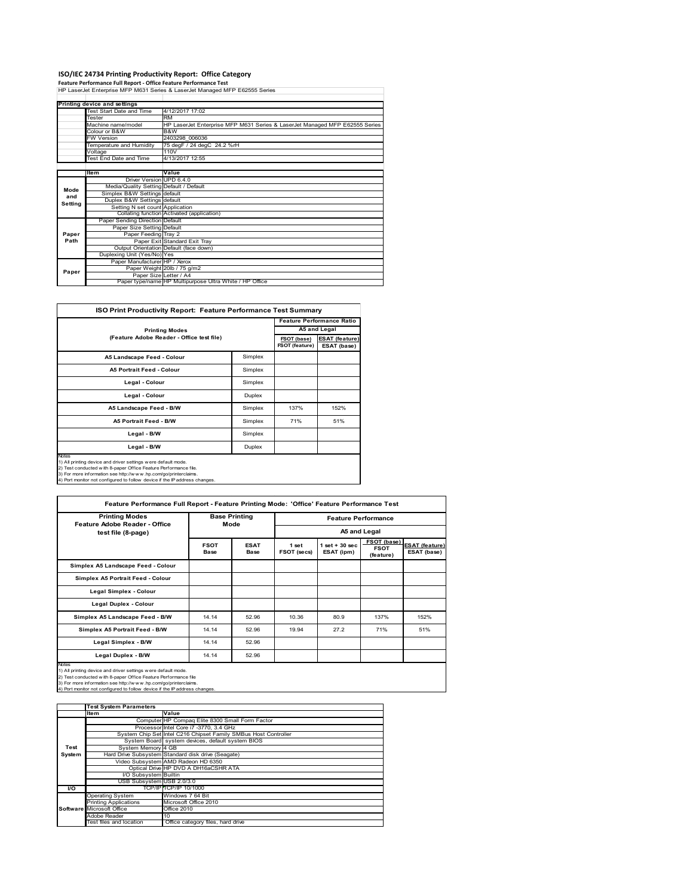# ISO/IEC 24734 Printing Productivity Report: Office Category

**Feature Performance Full Report - Office Feature Performance Test**

HP LaserJet Enterprise MFP M631 Series & LaserJet Managed MFP E62555 Series

| Printing device and settings | |
|---|---|
| Test Start Date and Time | 4/12/2017 17:02 |
| Tester | RM |
| Machine name/model | HP LaserJet Enterprise MFP M631 Series & LaserJet Managed MFP E62555 Series |
| Colour or B&W | B&W |
| FW Version | 2403298_006036 |
| Temperature and Humidity | 75 degF / 24 degC 24.2 %rH |
| Voltage | 110V |
| Test End Date and Time | 4/13/2017 12:55 |

| | Item | Value |
|---|---|---|
| Mode and Setting | Driver Version | UPD 6.4.0 |
| | Media/Quality Setting | Default / Default |
| | Simplex B&W Settings | default |
| | Duplex B&W Settings | default |
| | Setting N set count | Application |
| | Collating function | Activated (application) |
| Paper Path | Paper Sending Direction | Default |
| | Paper Size Setting | Default |
| | Paper Feeding | Tray 2 |
| | Paper Exit | Standard Exit Tray |
| | Output Orientation | Default (face down) |
| | Duplexing Unit (Yes/No) | Yes |
| Paper | Paper Manufacturer | HP / Xerox |
| | Paper Weight | 20lb / 75 g/m2 |
| | Paper Size | Letter / A4 |
| | Paper type/name | HP Multipurpose Ultra White / HP Office |

**ISO Print Productivity Report: Feature Performance Test Summary**

| Printing Modes (Feature Adobe Reader - Office test file) | | Feature Performance Ratio A5 and Legal | |
|---|---|---|---|
| | | FSOT (base) / FSOT (feature) | ESAT (feature) / ESAT (base) |
| A5 Landscape Feed - Colour | Simplex | | |
| A5 Portrait Feed - Colour | Simplex | | |
| Legal - Colour | Simplex | | |
| Legal - Colour | Duplex | | |
| A5 Landscape Feed - B/W | Simplex | 137% | 152% |
| A5 Portrait Feed - B/W | Simplex | 71% | 51% |
| Legal - B/W | Simplex | | |
| Legal - B/W | Duplex | | |

Notes
1) All printing device and driver settings were default mode.
2) Test conducted with 8-paper Office Feature Performance file.
3) For more information see http://www.hp.com/go/printerclaims.
4) Port monitor not configured to follow device if the IP address changes.

**Feature Performance Full Report - Feature Printing Mode: 'Office' Feature Performance Test**

| Printing Modes Feature Adobe Reader - Office test file (8-page) | Base Printing Mode | | Feature Performance A5 and Legal | | | |
|---|---|---|---|---|---|---|
| | FSOT Base | ESAT Base | 1 set FSOT (secs) | 1 set + 30 sec ESAT (ipm) | FSOT (base) / FSOT (feature) | ESAT (feature) / ESAT (base) |
| Simplex A5 Landscape Feed - Colour | | | | | | |
| Simplex A5 Portrait Feed - Colour | | | | | | |
| Legal Simplex - Colour | | | | | | |
| Legal Duplex - Colour | | | | | | |
| Simplex A5 Landscape Feed - B/W | 14.14 | 52.96 | 10.36 | 80.9 | 137% | 152% |
| Simplex A5 Portrait Feed - B/W | 14.14 | 52.96 | 19.94 | 27.2 | 71% | 51% |
| Legal Simplex - B/W | 14.14 | 52.96 | | | | |
| Legal Duplex - B/W | 14.14 | 52.96 | | | | |

Notes
1) All printing device and driver settings were default mode.
2) Test conducted with 8-paper Office Feature Performance file
3) For more information see http://www.hp.com/go/printerclaims.
4) Port monitor not configured to follow device if the IP address changes.

| | Test System Parameters | |
|---|---|---|
| | Item | Value |
| Test System | Computer | HP Compaq Elite 8300 Small Form Factor |
| | Processor | Intel Core i7 -3770, 3.4 GHz |
| | System Chip Set | Intel C216 Chipset Family SMBus Host Controller |
| | System Board | system devices, default system BIOS |
| | System Memory | 4 GB |
| | Hard Drive Subsystem | Standard disk drive (Seagate) |
| | Video Subsystem | AMD Radeon HD 6350 |
| | Optical Drive | HP DVD A DH16aCSHR ATA |
| | I/O Subsystem | Builtin |
| | USB Subsystem | USB 2.0/3.0 |
| I/O | TCP/IP | TCP/IP 10/1000 |
| Software | Operating System | Windows 7 64 Bit |
| | Printing Applications | Microsoft Office 2010 |
| | Microsoft Office | Office 2010 |
| | Adobe Reader | 10 |
| | Test files and location | Office category files, hard drive |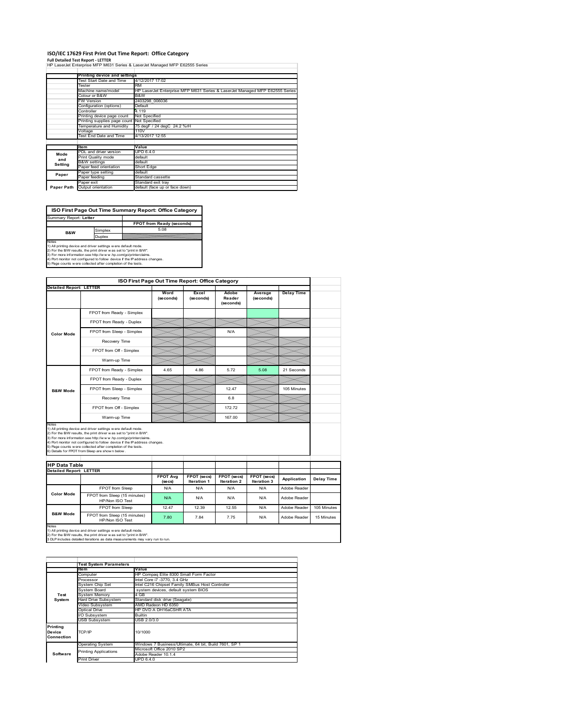# ISO/IEC 17629 First Print Out Time Report: Office Category

**Full Detailed Test Report - LETTER**

HP LaserJet Enterprise MFP M631 Series & LaserJet Managed MFP E62555 Series

| | Printing device and settings | |
|---|---|---|
| | Test Start Date and Time | 4/12/2017 17:02 |
| | Tester | RM |
| | Machine name/model | HP LaserJet Enterprise MFP M631 Series & LaserJet Managed MFP E62555 Series |
| | Colour or B&W | B&W |
| | FW Version | 2403298_006036 |
| | Configuration (options) | Default |
| | Controller | 4.119 |
| | Printing device page count | Not Specified |
| | Printing supplies page count | Not Specified |
| | Temperature and Humidity | 75 degF / 24 degC 24.2 %rH |
| | Voltage | 110V |
| | Test End Date and Time | 4/13/2017 12:55 |

| | Item | Value |
|---|---|---|
| Mode and Setting | PDL and driver version | UPD 6.4.0 |
| | Print Quality mode | default |
| | B&W settings | default |
| | Paper feed orientation | Short Edge |
| Paper | Paper type setting | default |
| | Paper feeding | Standard cassette |
| | Paper exit | Standard exit tray |
| Paper Path | Output orientation | default (face up or face down) |

| ISO First Page Out Time Summary Report: Office Category | | |
|---|---|---|
| Summary Report: **Letter** | | |
| | | FPOT from Ready (seconds) |
| B&W | Simplex | 5.08 |
| | Duplex | |

Notes
1) All printing device and driver settings were default mode.
2) For the B/W results, the print driver was set to "print in B/W".
3) For more information see http://www.hp.com/go/printerclaims.
4) Port monitor not configured to follow device if the IP address changes.
5) Page counts were collected after completion of the tests.

| ISO First Page Out Time Report: Office Category | | | | | | |
|---|---|---|---|---|---|---|
| **Detailed Report: LETTER** | | Word (seconds) | Excel (seconds) | Adobe Reader (seconds) | Average (seconds) | Delay Time |
| Color Mode | FPOT from Ready - Simplex | | | | | |
| | FPOT from Ready - Duplex | | | | | |
| | FPOT from Sleep - Simplex | | | N/A | | |
| | Recovery Time | | | | | |
| | FPOT from Off - Simplex | | | | | |
| | Warm-up Time | | | | | |
| B&W Mode | FPOT from Ready - Simplex | 4.65 | 4.86 | 5.72 | 5.08 | 21 Seconds |
| | FPOT from Ready - Duplex | | | | | |
| | FPOT from Sleep - Simplex | | | 12.47 | | 105 Minutes |
| | Recovery Time | | | 6.8 | | |
| | FPOT from Off - Simplex | | | 172.72 | | |
| | Warm-up Time | | | 167.00 | | |

Notes
1) All printing device and driver settings were default mode.
2) For the B/W results, the print driver was set to "print in B/W".
3) For more information see http://www.hp.com/go/printerclaims.
4) Port monitor not configured to follow device if the IP address changes.
5) Page counts were collected after completion of the tests.
6) Details for FPOT from Sleep are shown below.

| HP Data Table | | | | | | | |
|---|---|---|---|---|---|---|---|
| **Detailed Report: LETTER** | | FPOT Avg (secs) | FPOT (secs) Iteration 1 | FPOT (secs) Iteration 2 | FPOT (secs) Iteration 3 | Application | Delay Time |
| Color Mode | FPOT from Sleep | N/A | N/A | N/A | N/A | Adobe Reader | |
| | FPOT from Sleep (15 minutes) HP/Non ISO Test | N/A | N/A | N/A | N/A | Adobe Reader | |
| B&W Mode | FPOT from Sleep | 12.47 | 12.39 | 12.55 | N/A | Adobe Reader | 105 Minutes |
| | FPOT from Sleep (15 minutes) HP/Non ISO Test | 7.80 | 7.84 | 7.75 | N/A | Adobe Reader | 15 Minutes |

Notes
1) All printing device and driver settings were default mode.
2) For the B/W results, the print driver was set to "print in B/W".
3 DLP includes detailed iterations as data measurements may vary run to run.

| | Test System Parameters | |
|---|---|---|
| | Item | Value |
| Test System | Computer | HP Compaq Elite 8300 Small Form Factor |
| | Processor | Intel Core i7 -3770, 3.4 GHz |
| | System Chip Set | Intel C216 Chipset Family SMBus Host Controller |
| | System Board | system devices, default system BIOS |
| | System Memory | 4 GB |
| | Hard Drive Subsystem | Standard disk drive (Seagate) |
| | Video Subsystem | AMD Radeon HD 6350 |
| | Optical Drive | HP DVD A DH16aCSHR ATA |
| | I/O Subsystem | Builtin |
| | USB Subsystem | USB 2.0/3.0 |
| Printing Device Connection | TCP/IP | 10/1000 |
| Software | Operating System | Windows 7 Business/Ultimate, 64 bit, Build 7601, SP 1 |
| | Printing Applications | Microsoft Office 2010 SP2 |
| | | Adobe Reader 10.1.4 |
| | Print Driver | UPD 6.4.0 |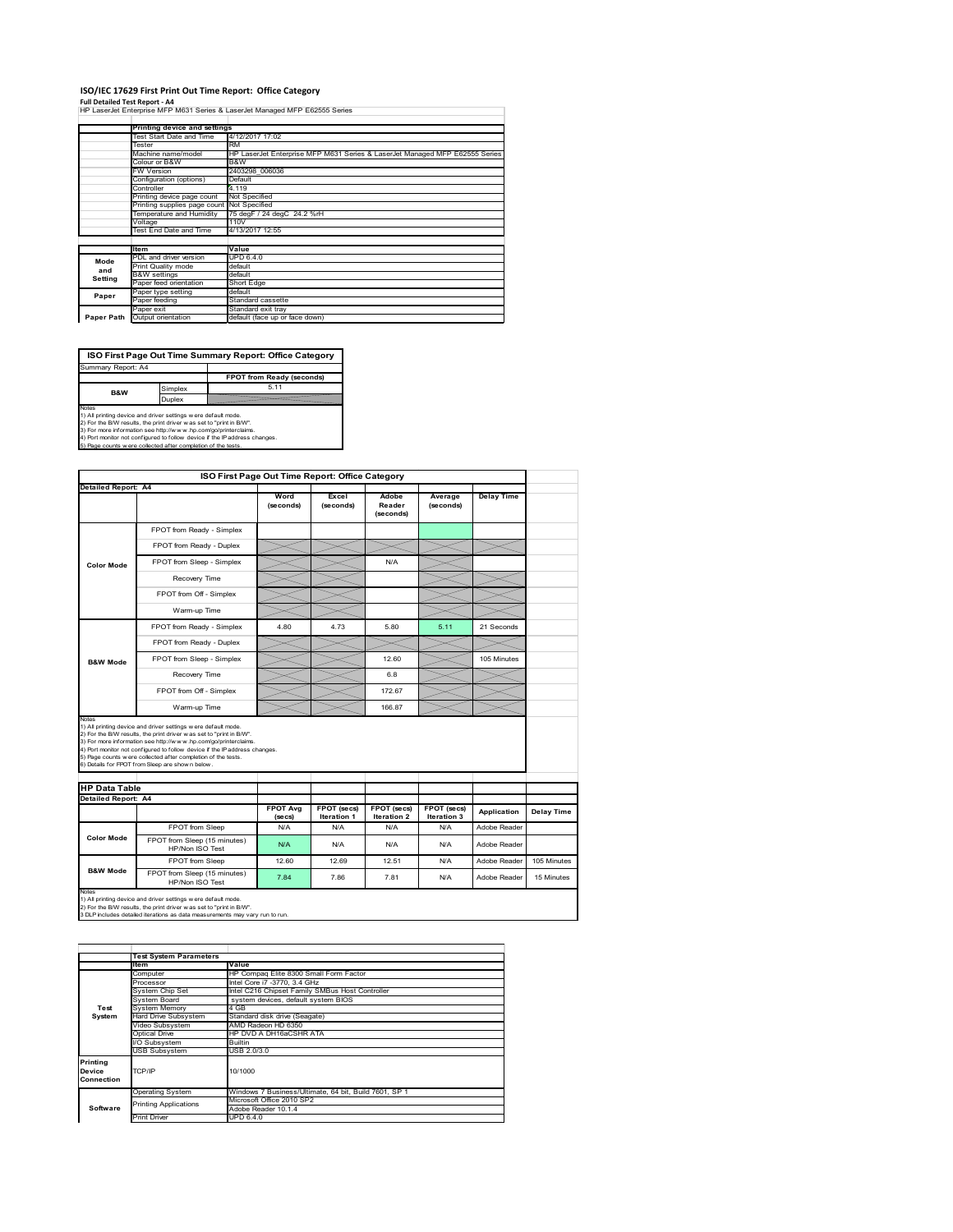# ISO/IEC 17629 First Print Out Time Report: Office Category

**Full Detailed Test Report - A4**

HP LaserJet Enterprise MFP M631 Series & LaserJet Managed MFP E62555 Series

| | Printing device and settings | |
|---|---|---|
| | Test Start Date and Time | 4/12/2017 17:02 |
| | Tester | RM |
| | Machine name/model | HP LaserJet Enterprise MFP M631 Series & LaserJet Managed MFP E62555 Series |
| | Colour or B&W | B&W |
| | FW Version | 2403298_006036 |
| | Configuration (options) | Default |
| | Controller | 4.119 |
| | Printing device page count | Not Specified |
| | Printing supplies page count | Not Specified |
| | Temperature and Humidity | 75 degF / 24 degC 24.2 %rH |
| | Voltage | 110V |
| | Test End Date and Time | 4/13/2017 12:55 |

| | Item | Value |
|---|---|---|
| Mode and Setting | PDL and driver version | UPD 6.4.0 |
| | Print Quality mode | default |
| | B&W settings | default |
| | Paper feed orientation | Short Edge |
| Paper | Paper type setting | default |
| | Paper feeding | Standard cassette |
| | Paper exit | Standard exit tray |
| Paper Path | Output orientation | default (face up or face down) |

| ISO First Page Out Time Summary Report: Office Category | | |
|---|---|---|
| Summary Report: A4 | | |
| | | FPOT from Ready (seconds) |
| B&W | Simplex | 5.11 |
| | Duplex | |

Notes
1) All printing device and driver settings were default mode.
2) For the B/W results, the print driver was set to "print in B/W".
3) For more information see http://www.hp.com/go/printerclaims.
4) Port monitor not configured to follow device if the IP address changes.
5) Page counts were collected after completion of the tests.

**ISO First Page Out Time Report: Office Category**

| Detailed Report: A4 | | Word (seconds) | Excel (seconds) | Adobe Reader (seconds) | Average (seconds) | Delay Time |
|---|---|---|---|---|---|---|
| Color Mode | FPOT from Ready - Simplex | | | | | |
| | FPOT from Ready - Duplex | | | | | |
| | FPOT from Sleep - Simplex | | | N/A | | |
| | Recovery Time | | | | | |
| | FPOT from Off - Simplex | | | | | |
| | Warm-up Time | | | | | |
| B&W Mode | FPOT from Ready - Simplex | 4.80 | 4.73 | 5.80 | 5.11 | 21 Seconds |
| | FPOT from Ready - Duplex | | | | | |
| | FPOT from Sleep - Simplex | | | 12.60 | | 105 Minutes |
| | Recovery Time | | | 6.8 | | |
| | FPOT from Off - Simplex | | | 172.67 | | |
| | Warm-up Time | | | 166.87 | | |

Notes
1) All printing device and driver settings were default mode.
2) For the B/W results, the print driver was set to "print in B/W".
3) For more information see http://www.hp.com/go/printerclaims.
4) Port monitor not configured to follow device if the IP address changes.
5) Page counts were collected after completion of the tests.
6) Details for FPOT from Sleep are shown below.

**HP Data Table**

| Detailed Report: A4 | | FPOT Avg (secs) | FPOT (secs) Iteration 1 | FPOT (secs) Iteration 2 | FPOT (secs) Iteration 3 | Application | Delay Time |
|---|---|---|---|---|---|---|---|
| Color Mode | FPOT from Sleep | N/A | N/A | N/A | N/A | Adobe Reader | |
| | FPOT from Sleep (15 minutes) HP/Non ISO Test | N/A | N/A | N/A | N/A | Adobe Reader | |
| B&W Mode | FPOT from Sleep | 12.60 | 12.69 | 12.51 | N/A | Adobe Reader | 105 Minutes |
| | FPOT from Sleep (15 minutes) HP/Non ISO Test | 7.84 | 7.86 | 7.81 | N/A | Adobe Reader | 15 Minutes |

Notes
1) All printing device and driver settings were default mode.
2) For the B/W results, the print driver was set to "print in B/W".
3 DLP includes detailed iterations as data measurements may vary run to run.

| | Test System Parameters | |
|---|---|---|
| | Item | Value |
| Test System | Computer | HP Compaq Elite 8300 Small Form Factor |
| | Processor | Intel Core i7 -3770, 3.4 GHz |
| | System Chip Set | Intel C216 Chipset Family SMBus Host Controller |
| | System Board | system devices, default system BIOS |
| | System Memory | 4 GB |
| | Hard Drive Subsystem | Standard disk drive (Seagate) |
| | Video Subsystem | AMD Radeon HD 6350 |
| | Optical Drive | HP DVD A DH16aCSHR ATA |
| | I/O Subsystem | Builtin |
| | USB Subsystem | USB 2.0/3.0 |
| Printing Device Connection | TCP/IP | 10/1000 |
| Software | Operating System | Windows 7 Business/Ultimate, 64 bit, Build 7601, SP 1 |
| | Printing Applications | Microsoft Office 2010 SP2 |
| | | Adobe Reader 10.1.4 |
| | Print Driver | UPD 6.4.0 |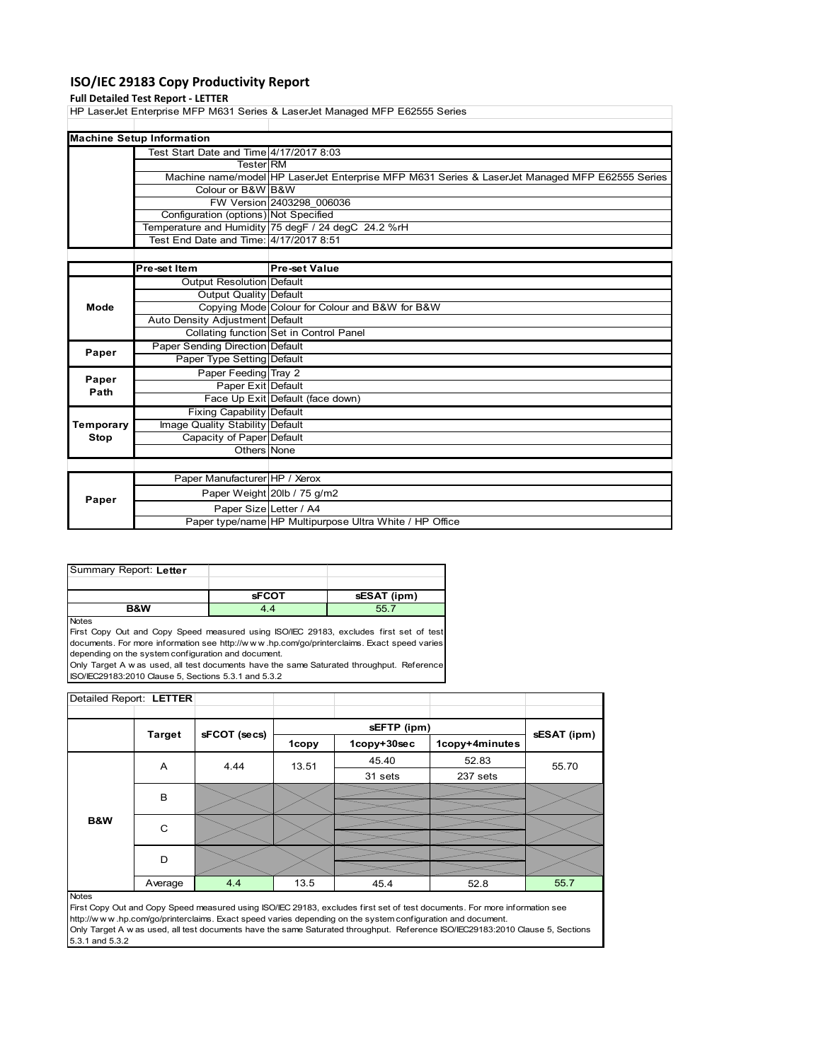# ISO/IEC 29183 Copy Productivity Report

**Full Detailed Test Report - LETTER**

HP LaserJet Enterprise MFP M631 Series & LaserJet Managed MFP E62555 Series

| Machine Setup Information | | |
|---|---|---|
| | Test Start Date and Time | 4/17/2017 8:03 |
| | Tester | RM |
| | Machine name/model | HP LaserJet Enterprise MFP M631 Series & LaserJet Managed MFP E62555 Series |
| | Colour or B&W | B&W |
| | FW Version | 2403298_006036 |
| | Configuration (options) | Not Specified |
| | Temperature and Humidity | 75 degF / 24 degC 24.2 %rH |
| | Test End Date and Time: | 4/17/2017 8:51 |

| | Pre-set Item | Pre-set Value |
|---|---|---|
| Mode | Output Resolution | Default |
| | Output Quality | Default |
| | Copying Mode | Colour for Colour and B&W for B&W |
| | Auto Density Adjustment | Default |
| | Collating function | Set in Control Panel |
| Paper | Paper Sending Direction | Default |
| | Paper Type Setting | Default |
| Paper Path | Paper Feeding | Tray 2 |
| | Paper Exit | Default |
| | Face Up Exit | Default (face down) |
| Temporary Stop | Fixing Capability | Default |
| | Image Quality Stability | Default |
| | Capacity of Paper | Default |
| | Others | None |

| | | |
|---|---|---|
| Paper | Paper Manufacturer | HP / Xerox |
| | Paper Weight | 20lb / 75 g/m2 |
| | Paper Size | Letter / A4 |
| | Paper type/name | HP Multipurpose Ultra White / HP Office |

Summary Report: **Letter**

| | sFCOT | sESAT (ipm) |
|---|---|---|
| B&W | 4.4 | 55.7 |

Notes

First Copy Out and Copy Speed measured using ISO/IEC 29183, excludes first set of test documents. For more information see http://w w w .hp.com/go/printerclaims. Exact speed varies depending on the system configuration and document.

Only Target A w as used, all test documents have the same Saturated throughput. Reference ISO/IEC29183:2010 Clause 5, Sections 5.3.1 and 5.3.2

Detailed Report: **LETTER**

| | Target | sFCOT (secs) | sEFTP (ipm) | | | sESAT (ipm) |
|---|---|---|---|---|---|---|
| | | | 1copy | 1copy+30sec | 1copy+4minutes | |
| B&W | A | 4.44 | 13.51 | 45.40<br>31 sets | 52.83<br>237 sets | 55.70 |
| | B | | | | | |
| | C | | | | | |
| | D | | | | | |
| | Average | 4.4 | 13.5 | 45.4 | 52.8 | 55.7 |

Notes

First Copy Out and Copy Speed measured using ISO/IEC 29183, excludes first set of test documents. For more information see http://w w w .hp.com/go/printerclaims. Exact speed varies depending on the system configuration and document.

Only Target A w as used, all test documents have the same Saturated throughput. Reference ISO/IEC29183:2010 Clause 5, Sections 5.3.1 and 5.3.2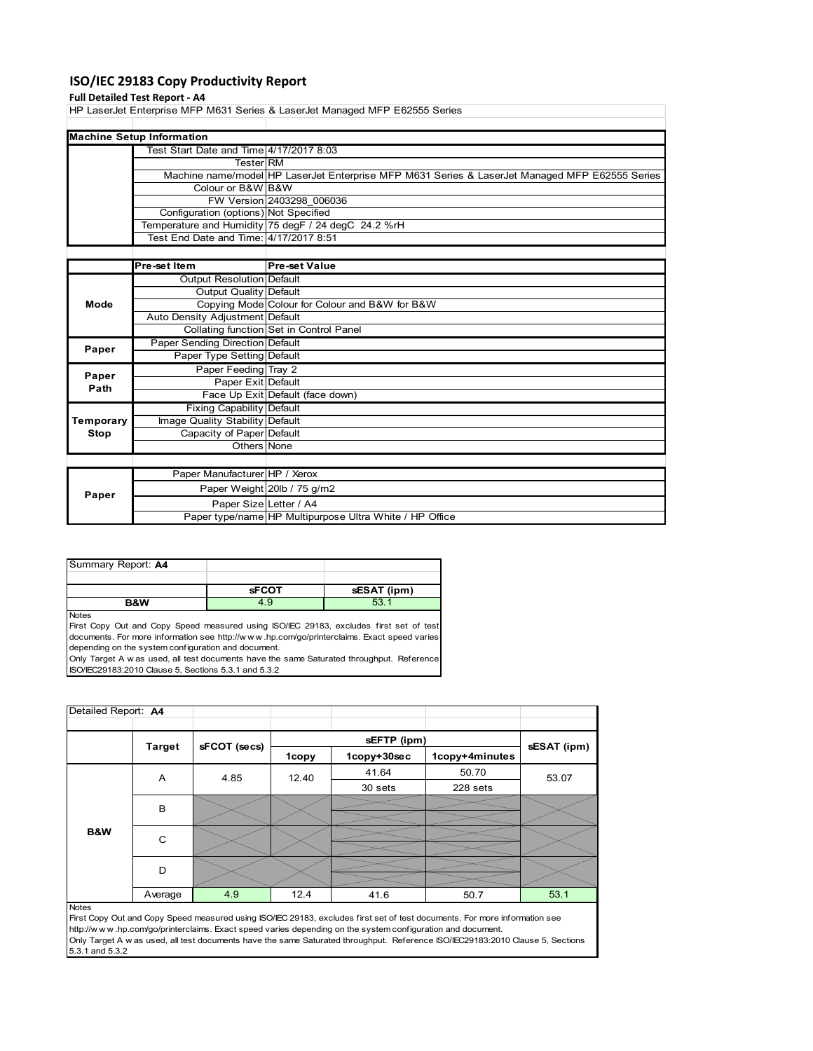# ISO/IEC 29183 Copy Productivity Report

**Full Detailed Test Report - A4**

HP LaserJet Enterprise MFP M631 Series & LaserJet Managed MFP E62555 Series

| Machine Setup Information | | |
|---|---|---|
| | Test Start Date and Time | 4/17/2017 8:03 |
| | Tester | RM |
| | Machine name/model | HP LaserJet Enterprise MFP M631 Series & LaserJet Managed MFP E62555 Series |
| | Colour or B&W | B&W |
| | FW Version | 2403298_006036 |
| | Configuration (options) | Not Specified |
| | Temperature and Humidity | 75 degF / 24 degC 24.2 %rH |
| | Test End Date and Time: | 4/17/2017 8:51 |

| | Pre-set Item | Pre-set Value |
|---|---|---|
| Mode | Output Resolution | Default |
| | Output Quality | Default |
| | Copying Mode | Colour for Colour and B&W for B&W |
| | Auto Density Adjustment | Default |
| | Collating function | Set in Control Panel |
| Paper | Paper Sending Direction | Default |
| | Paper Type Setting | Default |
| Paper Path | Paper Feeding | Tray 2 |
| | Paper Exit | Default |
| | Face Up Exit | Default (face down) |
| Temporary Stop | Fixing Capability | Default |
| | Image Quality Stability | Default |
| | Capacity of Paper | Default |
| | Others | None |

| | | |
|---|---|---|
| Paper | Paper Manufacturer | HP / Xerox |
| | Paper Weight | 20lb / 75 g/m2 |
| | Paper Size | Letter / A4 |
| | Paper type/name | HP Multipurpose Ultra White / HP Office |

| Summary Report: **A4** | | |
|---|---|---|
| | **sFCOT** | **sESAT (ipm)** |
| **B&W** | 4.9 | 53.1 |

Notes
First Copy Out and Copy Speed measured using ISO/IEC 29183, excludes first set of test documents. For more information see http://www.hp.com/go/printerclaims. Exact speed varies depending on the system configuration and document.
Only Target A was used, all test documents have the same Saturated throughput. Reference ISO/IEC29183:2010 Clause 5, Sections 5.3.1 and 5.3.2

| Detailed Report: **A4** | | | | | | |
|---|---|---|---|---|---|---|
| | **Target** | **sFCOT (secs)** | **sEFTP (ipm)** | | | **sESAT (ipm)** |
| | | | **1copy** | **1copy+30sec** | **1copy+4minutes** | |
| B&W | A | 4.85 | 12.40 | 41.64 | 50.70 | 53.07 |
| | | | | 30 sets | 228 sets | |
| | B | | | | | |
| | C | | | | | |
| | D | | | | | |
| | Average | 4.9 | 12.4 | 41.6 | 50.7 | 53.1 |

Notes
First Copy Out and Copy Speed measured using ISO/IEC 29183, excludes first set of test documents. For more information see http://www.hp.com/go/printerclaims. Exact speed varies depending on the system configuration and document.
Only Target A was used, all test documents have the same Saturated throughput. Reference ISO/IEC29183:2010 Clause 5, Sections 5.3.1 and 5.3.2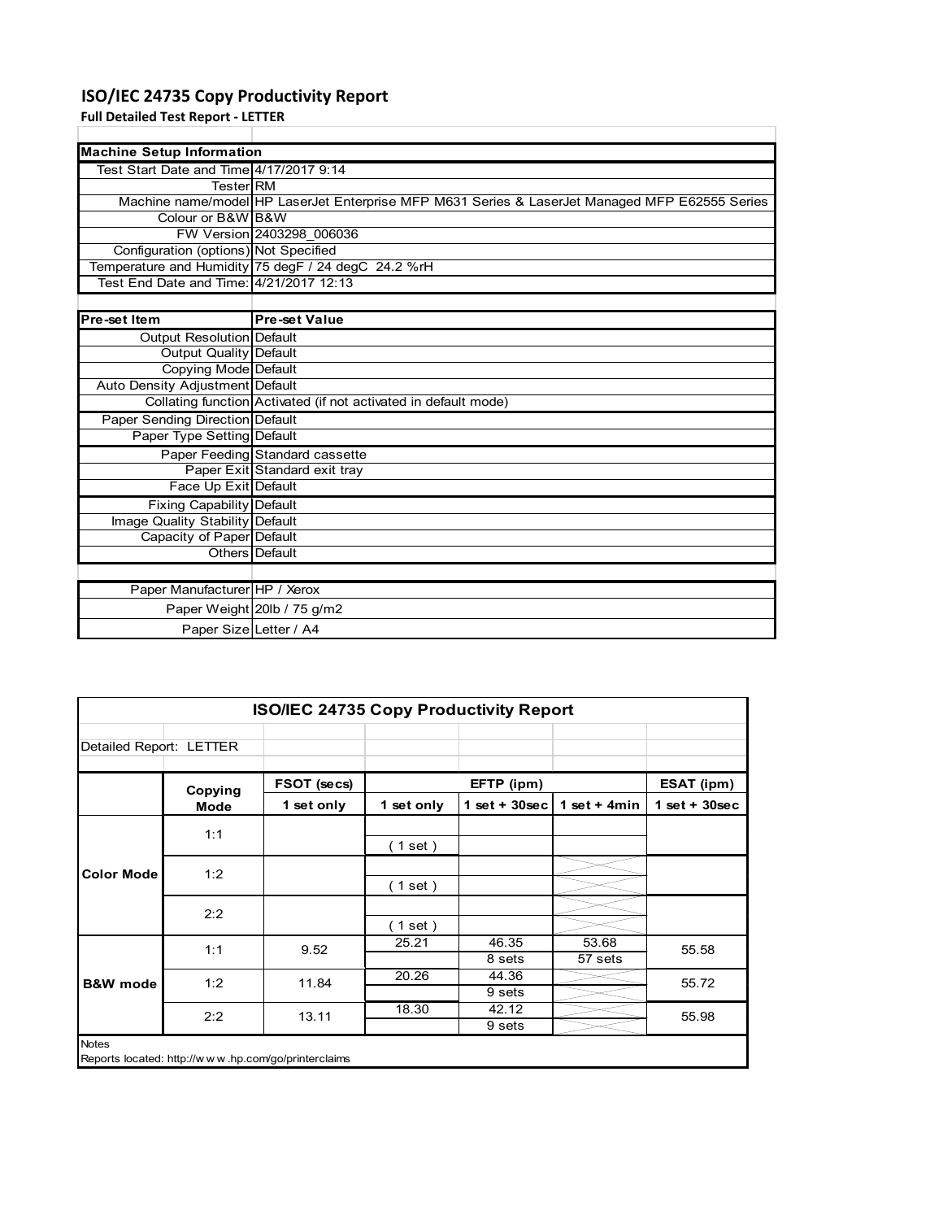# ISO/IEC 24735 Copy Productivity Report

**Full Detailed Test Report - LETTER**

| Machine Setup Information | |
|---|---|
| Test Start Date and Time | 4/17/2017 9:14 |
| Tester | RM |
| Machine name/model | HP LaserJet Enterprise MFP M631 Series & LaserJet Managed MFP E62555 Series |
| Colour or B&W | B&W |
| FW Version | 2403298_006036 |
| Configuration (options) | Not Specified |
| Temperature and Humidity | 75 degF / 24 degC 24.2 %rH |
| Test End Date and Time: | 4/21/2017 12:13 |

| Pre-set Item | Pre-set Value |
|---|---|
| Output Resolution | Default |
| Output Quality | Default |
| Copying Mode | Default |
| Auto Density Adjustment | Default |
| Collating function | Activated (if not activated in default mode) |
| Paper Sending Direction | Default |
| Paper Type Setting | Default |
| Paper Feeding | Standard cassette |
| Paper Exit | Standard exit tray |
| Face Up Exit | Default |
| Fixing Capability | Default |
| Image Quality Stability | Default |
| Capacity of Paper | Default |
| Others | Default |

| | |
|---|---|
| Paper Manufacturer | HP / Xerox |
| Paper Weight | 20lb / 75 g/m2 |
| Paper Size | Letter / A4 |

**ISO/IEC 24735 Copy Productivity Report**

Detailed Report: LETTER

| | Copying Mode | FSOT (secs) | EFTP (ipm) | | | ESAT (ipm) |
|---|---|---|---|---|---|---|
| | | 1 set only | 1 set only | 1 set + 30sec | 1 set + 4min | 1 set + 30sec |
| Color Mode | 1:1 | | ( 1 set ) | | | |
| | 1:2 | | ( 1 set ) | | | |
| | 2:2 | | ( 1 set ) | | | |
| B&W mode | 1:1 | 9.52 | 25.21 | 46.35<br>8 sets | 53.68<br>57 sets | 55.58 |
| | 1:2 | 11.84 | 20.26 | 44.36<br>9 sets | | 55.72 |
| | 2:2 | 13.11 | 18.30 | 42.12<br>9 sets | | 55.98 |

Notes

Reports located: http://www.hp.com/go/printerclaims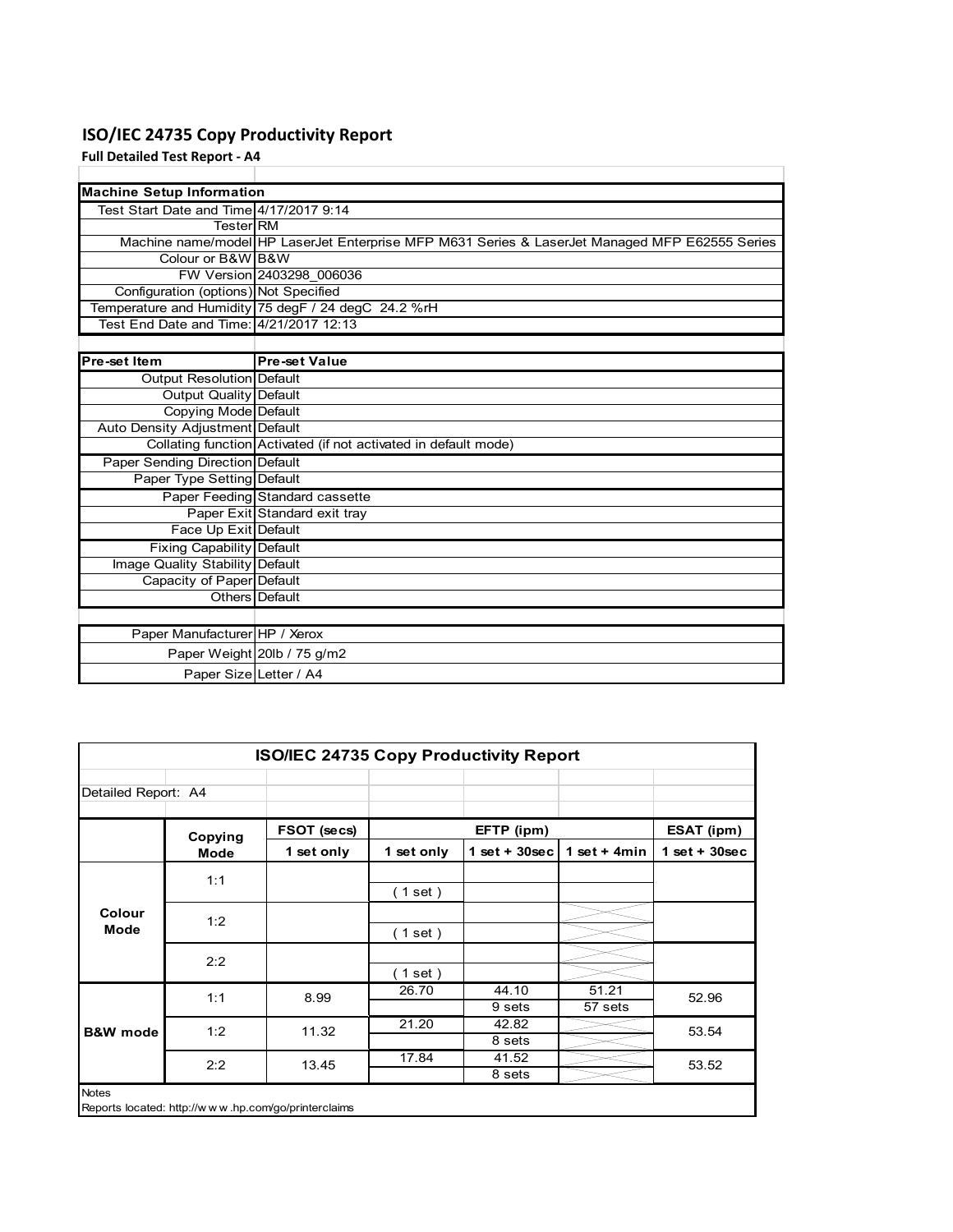## ISO/IEC 24735 Copy Productivity Report

**Full Detailed Test Report - A4**

| Machine Setup Information | |
|---|---|
| Test Start Date and Time | 4/17/2017 9:14 |
| Tester | RM |
| Machine name/model | HP LaserJet Enterprise MFP M631 Series & LaserJet Managed MFP E62555 Series |
| Colour or B&W | B&W |
| FW Version | 2403298_006036 |
| Configuration (options) | Not Specified |
| Temperature and Humidity | 75 degF / 24 degC 24.2 %rH |
| Test End Date and Time: | 4/21/2017 12:13 |

| Pre-set Item | Pre-set Value |
|---|---|
| Output Resolution | Default |
| Output Quality | Default |
| Copying Mode | Default |
| Auto Density Adjustment | Default |
| Collating function | Activated (if not activated in default mode) |
| Paper Sending Direction | Default |
| Paper Type Setting | Default |
| Paper Feeding | Standard cassette |
| Paper Exit | Standard exit tray |
| Face Up Exit | Default |
| Fixing Capability | Default |
| Image Quality Stability | Default |
| Capacity of Paper | Default |
| Others | Default |

| | |
|---|---|
| Paper Manufacturer | HP / Xerox |
| Paper Weight | 20lb / 75 g/m2 |
| Paper Size | Letter / A4 |

**ISO/IEC 24735 Copy Productivity Report**

Detailed Report: A4

| | Copying Mode | FSOT (secs) | EFTP (ipm) | | | ESAT (ipm) |
|---|---|---|---|---|---|---|
| | | 1 set only | 1 set only | 1 set + 30sec | 1 set + 4min | 1 set + 30sec |
| Colour Mode | 1:1 | | ( 1 set ) | | | |
| | 1:2 | | ( 1 set ) | | | |
| | 2:2 | | ( 1 set ) | | | |
| B&W mode | 1:1 | 8.99 | 26.70 | 44.10<br>9 sets | 51.21<br>57 sets | 52.96 |
| | 1:2 | 11.32 | 21.20 | 42.82<br>8 sets | | 53.54 |
| | 2:2 | 13.45 | 17.84 | 41.52<br>8 sets | | 53.52 |

Notes

Reports located: http://w w w .hp.com/go/printerclaims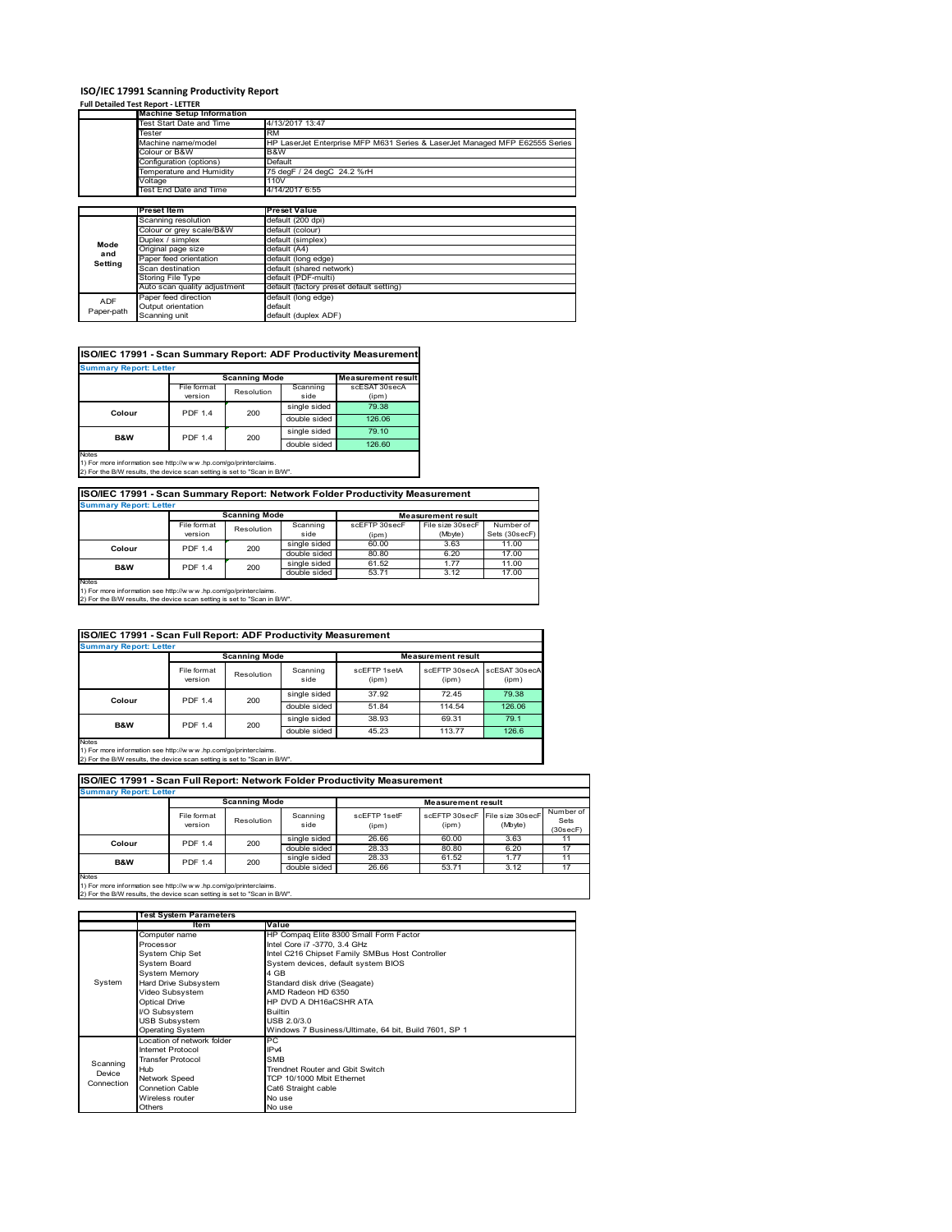# ISO/IEC 17991 Scanning Productivity Report

**Full Detailed Test Report - LETTER**

| | Machine Setup Information | |
|---|---|---|
| | Test Start Date and Time | 4/13/2017 13:47 |
| | Tester | RM |
| | Machine name/model | HP LaserJet Enterprise MFP M631 Series & LaserJet Managed MFP E62555 Series |
| | Colour or B&W | B&W |
| | Configuration (options) | Default |
| | Temperature and Humidity | 75 degF / 24 degC 24.2 %rH |
| | Voltage | 110V |
| | Test End Date and Time | 4/14/2017 6:55 |

| | Preset Item | Preset Value |
|---|---|---|
| Mode and Setting | Scanning resolution | default (200 dpi) |
| | Colour or grey scale/B&W | default (colour) |
| | Duplex / simplex | default (simplex) |
| | Original page size | default (A4) |
| | Paper feed orientation | default (long edge) |
| | Scan destination | default (shared network) |
| | Storing File Type | default (PDF-multi) |
| | Auto scan quality adjustment | default (factory preset default setting) |
| ADF Paper-path | Paper feed direction | default (long edge) |
| | Output orientation | default |
| | Scanning unit | default (duplex ADF) |

## ISO/IEC 17991 - Scan Summary Report: ADF Productivity Measurement

**Summary Report: Letter**

| | Scanning Mode | | | Measurement result |
|---|---|---|---|---|
| | File format version | Resolution | Scanning side | scESAT 30secA (ipm) |
| Colour | PDF 1.4 | 200 | single sided | 79.38 |
| | | | double sided | 126.06 |
| B&W | PDF 1.4 | 200 | single sided | 79.10 |
| | | | double sided | 126.60 |

Notes
1) For more information see http://www.hp.com/go/printerclaims.
2) For the B/W results, the device scan setting is set to "Scan in B/W".

## ISO/IEC 17991 - Scan Summary Report: Network Folder Productivity Measurement

**Summary Report: Letter**

| | Scanning Mode | | | Measurement result | | |
|---|---|---|---|---|---|---|
| | File format version | Resolution | Scanning side | scEFTP 30secF (ipm) | File size 30secF (Mbyte) | Number of Sets (30secF) |
| Colour | PDF 1.4 | 200 | single sided | 60.00 | 3.63 | 11.00 |
| | | | double sided | 80.80 | 6.20 | 17.00 |
| B&W | PDF 1.4 | 200 | single sided | 61.52 | 1.77 | 11.00 |
| | | | double sided | 53.71 | 3.12 | 17.00 |

Notes
1) For more information see http://www.hp.com/go/printerclaims.
2) For the B/W results, the device scan setting is set to "Scan in B/W".

## ISO/IEC 17991 - Scan Full Report: ADF Productivity Measurement

**Summary Report: Letter**

| | Scanning Mode | | | Measurement result | | |
|---|---|---|---|---|---|---|
| | File format version | Resolution | Scanning side | scEFTP 1setA (ipm) | scEFTP 30secA (ipm) | scESAT 30secA (ipm) |
| Colour | PDF 1.4 | 200 | single sided | 37.92 | 72.45 | 79.38 |
| | | | double sided | 51.84 | 114.54 | 126.06 |
| B&W | PDF 1.4 | 200 | single sided | 38.93 | 69.31 | 79.1 |
| | | | double sided | 45.23 | 113.77 | 126.6 |

Notes
1) For more information see http://www.hp.com/go/printerclaims.
2) For the B/W results, the device scan setting is set to "Scan in B/W".

## ISO/IEC 17991 - Scan Full Report: Network Folder Productivity Measurement

**Summary Report: Letter**

| | Scanning Mode | | | Measurement result | | | |
|---|---|---|---|---|---|---|---|
| | File format version | Resolution | Scanning side | scEFTP 1setF (ipm) | scEFTP 30secF (ipm) | File size 30secF (Mbyte) | Number of Sets (30secF) |
| Colour | PDF 1.4 | 200 | single sided | 26.66 | 60.00 | 3.63 | 11 |
| | | | double sided | 28.33 | 80.80 | 6.20 | 17 |
| B&W | PDF 1.4 | 200 | single sided | 28.33 | 61.52 | 1.77 | 11 |
| | | | double sided | 26.66 | 53.71 | 3.12 | 17 |

Notes
1) For more information see http://www.hp.com/go/printerclaims.
2) For the B/W results, the device scan setting is set to "Scan in B/W".

| | Test System Parameters | |
|---|---|---|
| | Item | Value |
| System | Computer name | HP Compaq Elite 8300 Small Form Factor |
| | Processor | Intel Core i7 -3770, 3.4 GHz |
| | System Chip Set | Intel C216 Chipset Family SMBus Host Controller |
| | System Board | System devices, default system BIOS |
| | System Memory | 4 GB |
| | Hard Drive Subsystem | Standard disk drive (Seagate) |
| | Video Subsystem | AMD Radeon HD 6350 |
| | Optical Drive | HP DVD A DH16aCSHR ATA |
| | I/O Subsystem | Builtin |
| | USB Subsystem | USB 2.0/3.0 |
| | Operating System | Windows 7 Business/Ultimate, 64 bit, Build 7601, SP 1 |
| Scanning Device Connection | Location of network folder | PC |
| | Internet Protocol | IPv4 |
| | Transfer Protocol | SMB |
| | Hub | Trendnet Router and Gbit Switch |
| | Network Speed | TCP 10/1000 Mbit Ethernet |
| | Connetion Cable | Cat6 Straight cable |
| | Wireless router | No use |
| | Others | No use |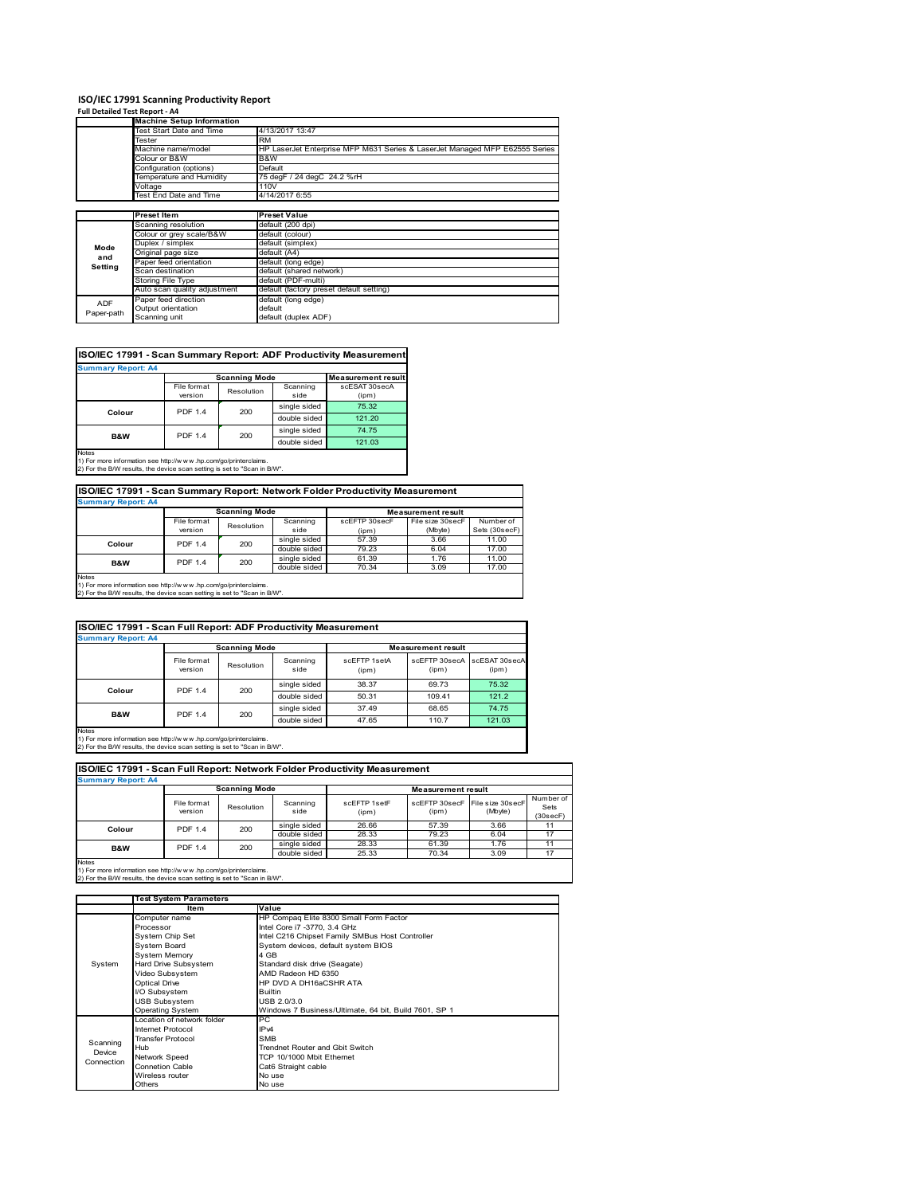# ISO/IEC 17991 Scanning Productivity Report

**Full Detailed Test Report - A4**

| | Machine Setup Information | |
|---|---|---|
| | Test Start Date and Time | 4/13/2017 13:47 |
| | Tester | RM |
| | Machine name/model | HP LaserJet Enterprise MFP M631 Series & LaserJet Managed MFP E62555 Series |
| | Colour or B&W | B&W |
| | Configuration (options) | Default |
| | Temperature and Humidity | 75 degF / 24 degC 24.2 %rH |
| | Voltage | 110V |
| | Test End Date and Time | 4/14/2017 6:55 |

| | Preset Item | Preset Value |
|---|---|---|
| Mode and Setting | Scanning resolution | default (200 dpi) |
| | Colour or grey scale/B&W | default (colour) |
| | Duplex / simplex | default (simplex) |
| | Original page size | default (A4) |
| | Paper feed orientation | default (long edge) |
| | Scan destination | default (shared network) |
| | Storing File Type | default (PDF-multi) |
| | Auto scan quality adjustment | default (factory preset default setting) |
| ADF Paper-path | Paper feed direction | default (long edge) |
| | Output orientation | default |
| | Scanning unit | default (duplex ADF) |

## ISO/IEC 17991 - Scan Summary Report: ADF Productivity Measurement

**Summary Report: A4**

| | Scanning Mode | | | Measurement result |
|---|---|---|---|---|
| | File format version | Resolution | Scanning side | scESAT 30secA (ipm) |
| Colour | PDF 1.4 | 200 | single sided | 75.32 |
| | | | double sided | 121.20 |
| B&W | PDF 1.4 | 200 | single sided | 74.75 |
| | | | double sided | 121.03 |

Notes
1) For more information see http://www.hp.com/go/printerclaims.
2) For the B/W results, the device scan setting is set to "Scan in B/W".

## ISO/IEC 17991 - Scan Summary Report: Network Folder Productivity Measurement

**Summary Report: A4**

| | Scanning Mode | | | Measurement result | | |
|---|---|---|---|---|---|---|
| | File format version | Resolution | Scanning side | scEFTP 30secF (ipm) | File size 30secF (Mbyte) | Number of Sets (30secF) |
| Colour | PDF 1.4 | 200 | single sided | 57.39 | 3.66 | 11.00 |
| | | | double sided | 79.23 | 6.04 | 17.00 |
| B&W | PDF 1.4 | 200 | single sided | 61.39 | 1.76 | 11.00 |
| | | | double sided | 70.34 | 3.09 | 17.00 |

Notes
1) For more information see http://www.hp.com/go/printerclaims.
2) For the B/W results, the device scan setting is set to "Scan in B/W".

## ISO/IEC 17991 - Scan Full Report: ADF Productivity Measurement

**Summary Report: A4**

| | Scanning Mode | | | Measurement result | | |
|---|---|---|---|---|---|---|
| | File format version | Resolution | Scanning side | scEFTP 1setA (ipm) | scEFTP 30secA (ipm) | scESAT 30secA (ipm) |
| Colour | PDF 1.4 | 200 | single sided | 38.37 | 69.73 | 75.32 |
| | | | double sided | 50.31 | 109.41 | 121.2 |
| B&W | PDF 1.4 | 200 | single sided | 37.49 | 68.65 | 74.75 |
| | | | double sided | 47.65 | 110.7 | 121.03 |

Notes
1) For more information see http://www.hp.com/go/printerclaims.
2) For the B/W results, the device scan setting is set to "Scan in B/W".

## ISO/IEC 17991 - Scan Full Report: Network Folder Productivity Measurement

**Summary Report: A4**

| | Scanning Mode | | | Measurement result | | | |
|---|---|---|---|---|---|---|---|
| | File format version | Resolution | Scanning side | scEFTP 1setF (ipm) | scEFTP 30secF (ipm) | File size 30secF (Mbyte) | Number of Sets (30secF) |
| Colour | PDF 1.4 | 200 | single sided | 26.66 | 57.39 | 3.66 | 11 |
| | | | double sided | 28.33 | 79.23 | 6.04 | 17 |
| B&W | PDF 1.4 | 200 | single sided | 28.33 | 61.39 | 1.76 | 11 |
| | | | double sided | 25.33 | 70.34 | 3.09 | 17 |

Notes
1) For more information see http://www.hp.com/go/printerclaims.
2) For the B/W results, the device scan setting is set to "Scan in B/W".

| | Test System Parameters | |
|---|---|---|
| | Item | Value |
| System | Computer name | HP Compaq Elite 8300 Small Form Factor |
| | Processor | Intel Core i7 -3770, 3.4 GHz |
| | System Chip Set | Intel C216 Chipset Family SMBus Host Controller |
| | System Board | System devices, default system BIOS |
| | System Memory | 4 GB |
| | Hard Drive Subsystem | Standard disk drive (Seagate) |
| | Video Subsystem | AMD Radeon HD 6350 |
| | Optical Drive | HP DVD A DH16aCSHR ATA |
| | I/O Subsystem | Builtin |
| | USB Subsystem | USB 2.0/3.0 |
| | Operating System | Windows 7 Business/Ultimate, 64 bit, Build 7601, SP 1 |
| Scanning Device Connection | Location of network folder | PC |
| | Internet Protocol | IPv4 |
| | Transfer Protocol | SMB |
| | Hub | Trendnet Router and Gbit Switch |
| | Network Speed | TCP 10/1000 Mbit Ethernet |
| | Connetion Cable | Cat6 Straight cable |
| | Wireless router | No use |
| | Others | No use |